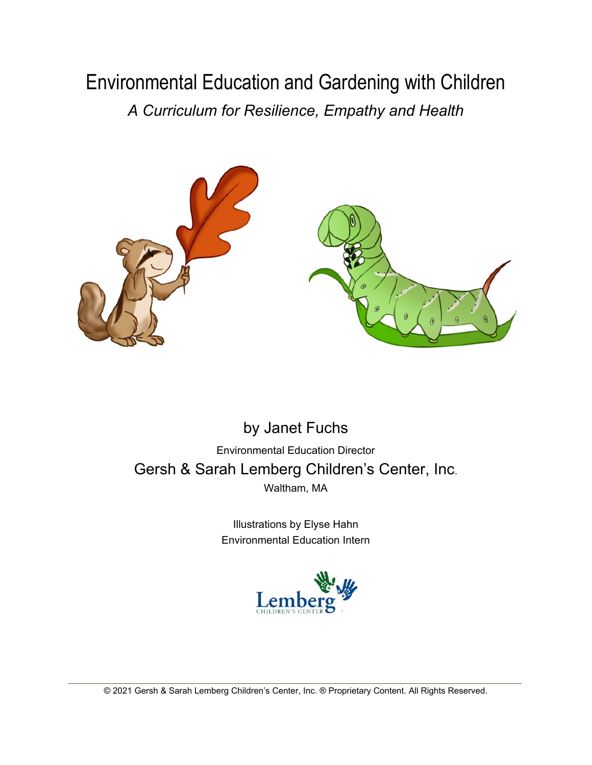# Environmental Education and Gardening with Children

*A Curriculum for Resilience, Empathy and Health*

by Janet Fuchs

Environmental Education Director

Gersh & Sarah Lemberg Children's Center, Inc.

Waltham, MA

Illustrations by Elyse Hahn

Environmental Education Intern

Lemberg CHILDREN'S CENTER

© 2021 Gersh & Sarah Lemberg Children's Center, Inc. ® Proprietary Content. All Rights Reserved.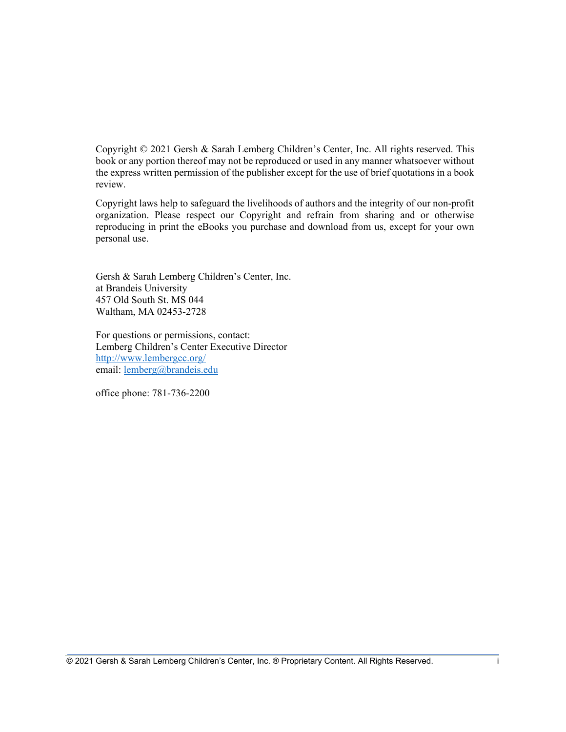Copyright © 2021 Gersh & Sarah Lemberg Children's Center, Inc. All rights reserved. This book or any portion thereof may not be reproduced or used in any manner whatsoever without the express written permission of the publisher except for the use of brief quotations in a book review.

Copyright laws help to safeguard the livelihoods of authors and the integrity of our non-profit organization. Please respect our Copyright and refrain from sharing and or otherwise reproducing in print the eBooks you purchase and download from us, except for your own personal use.

Gersh & Sarah Lemberg Children's Center, Inc.
at Brandeis University
457 Old South St. MS 044
Waltham, MA 02453-2728

For questions or permissions, contact:
Lemberg Children's Center Executive Director
http://www.lembergcc.org/
email: lemberg@brandeis.edu

office phone: 781-736-2200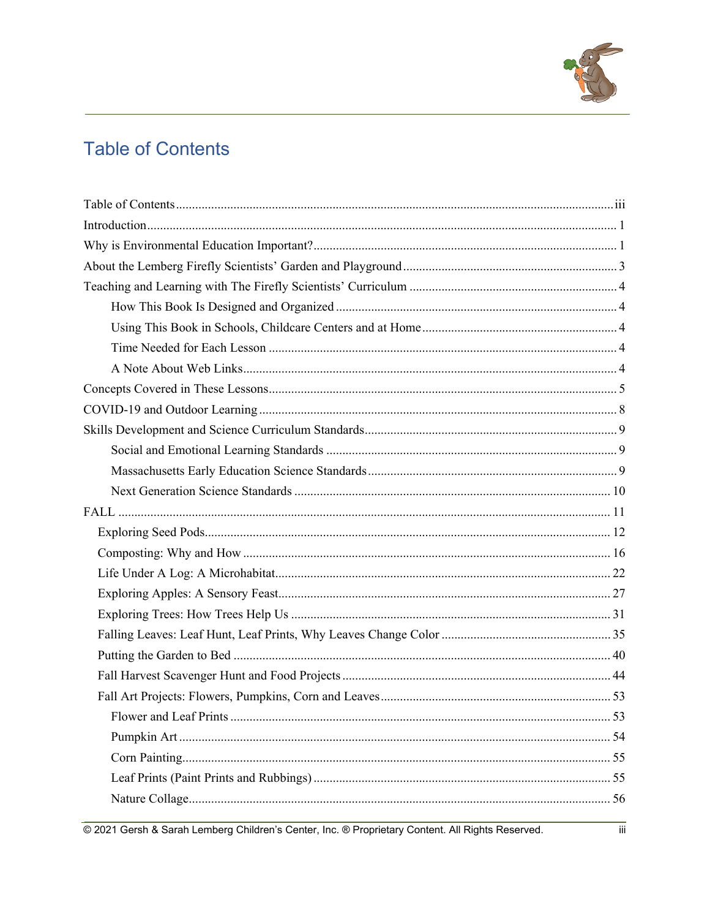# Table of Contents

Table of Contents ... iii
Introduction ... 1
Why is Environmental Education Important? ... 1
About the Lemberg Firefly Scientists' Garden and Playground ... 3
Teaching and Learning with The Firefly Scientists' Curriculum ... 4
- How This Book Is Designed and Organized ... 4
- Using This Book in Schools, Childcare Centers and at Home ... 4
- Time Needed for Each Lesson ... 4
- A Note About Web Links ... 4

Concepts Covered in These Lessons ... 5
COVID-19 and Outdoor Learning ... 8
Skills Development and Science Curriculum Standards ... 9
- Social and Emotional Learning Standards ... 9
- Massachusetts Early Education Science Standards ... 9
- Next Generation Science Standards ... 10

FALL ... 11
- Exploring Seed Pods ... 12
- Composting: Why and How ... 16
- Life Under A Log: A Microhabitat ... 22
- Exploring Apples: A Sensory Feast ... 27
- Exploring Trees: How Trees Help Us ... 31
- Falling Leaves: Leaf Hunt, Leaf Prints, Why Leaves Change Color ... 35
- Putting the Garden to Bed ... 40
- Fall Harvest Scavenger Hunt and Food Projects ... 44
- Fall Art Projects: Flowers, Pumpkins, Corn and Leaves ... 53
  - Flower and Leaf Prints ... 53
  - Pumpkin Art ... 54
  - Corn Painting ... 55
  - Leaf Prints (Paint Prints and Rubbings) ... 55
  - Nature Collage ... 56

© 2021 Gersh & Sarah Lemberg Children's Center, Inc. ® Proprietary Content. All Rights Reserved.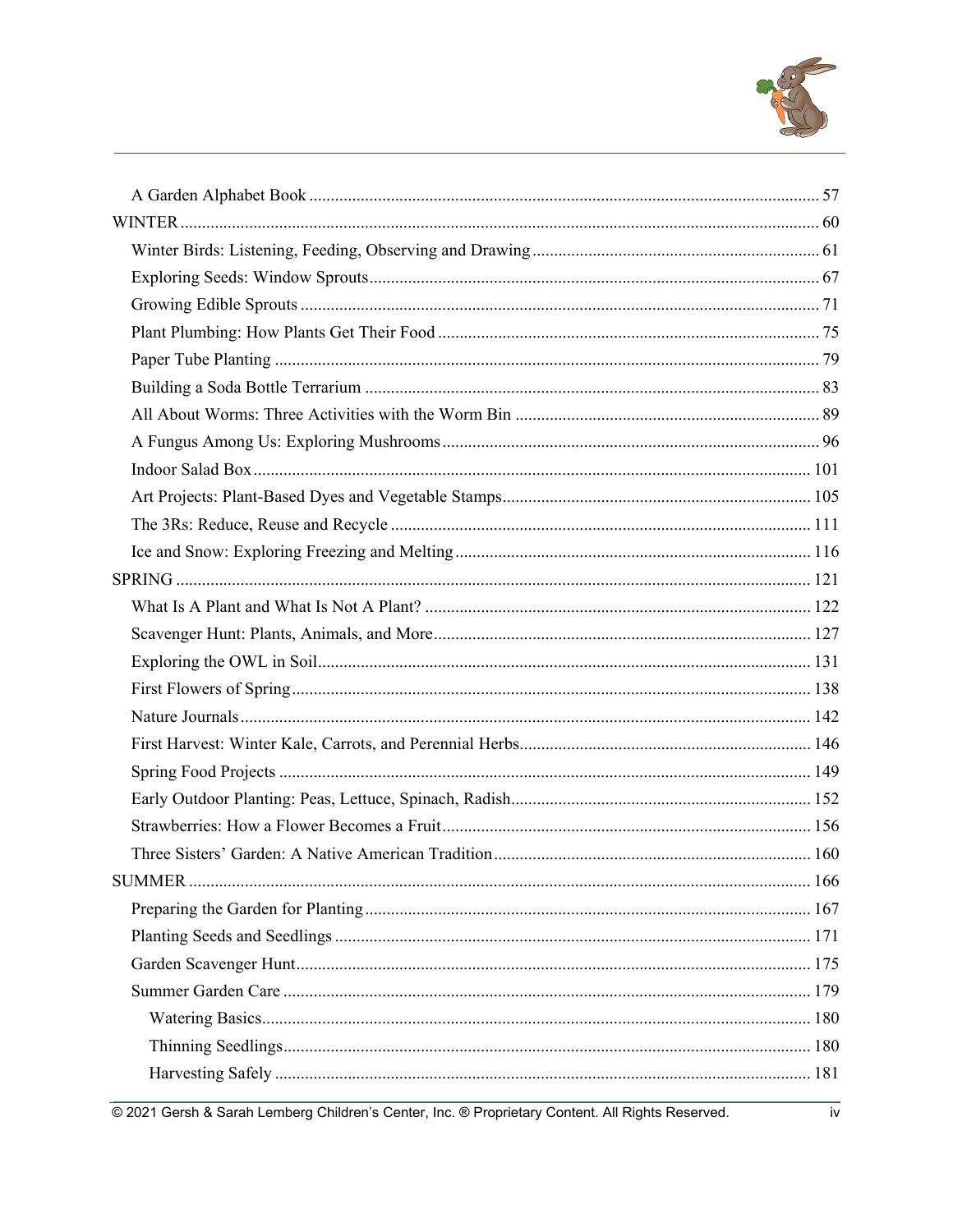- A Garden Alphabet Book ..... 57
- WINTER ..... 60
  - Winter Birds: Listening, Feeding, Observing and Drawing ..... 61
  - Exploring Seeds: Window Sprouts ..... 67
  - Growing Edible Sprouts ..... 71
  - Plant Plumbing: How Plants Get Their Food ..... 75
  - Paper Tube Planting ..... 79
  - Building a Soda Bottle Terrarium ..... 83
  - All About Worms: Three Activities with the Worm Bin ..... 89
  - A Fungus Among Us: Exploring Mushrooms ..... 96
  - Indoor Salad Box ..... 101
  - Art Projects: Plant-Based Dyes and Vegetable Stamps ..... 105
  - The 3Rs: Reduce, Reuse and Recycle ..... 111
  - Ice and Snow: Exploring Freezing and Melting ..... 116
- SPRING ..... 121
  - What Is A Plant and What Is Not A Plant? ..... 122
  - Scavenger Hunt: Plants, Animals, and More ..... 127
  - Exploring the OWL in Soil ..... 131
  - First Flowers of Spring ..... 138
  - Nature Journals ..... 142
  - First Harvest: Winter Kale, Carrots, and Perennial Herbs ..... 146
  - Spring Food Projects ..... 149
  - Early Outdoor Planting: Peas, Lettuce, Spinach, Radish ..... 152
  - Strawberries: How a Flower Becomes a Fruit ..... 156
  - Three Sisters' Garden: A Native American Tradition ..... 160
- SUMMER ..... 166
  - Preparing the Garden for Planting ..... 167
  - Planting Seeds and Seedlings ..... 171
  - Garden Scavenger Hunt ..... 175
  - Summer Garden Care ..... 179
    - Watering Basics ..... 180
    - Thinning Seedlings ..... 180
    - Harvesting Safely ..... 181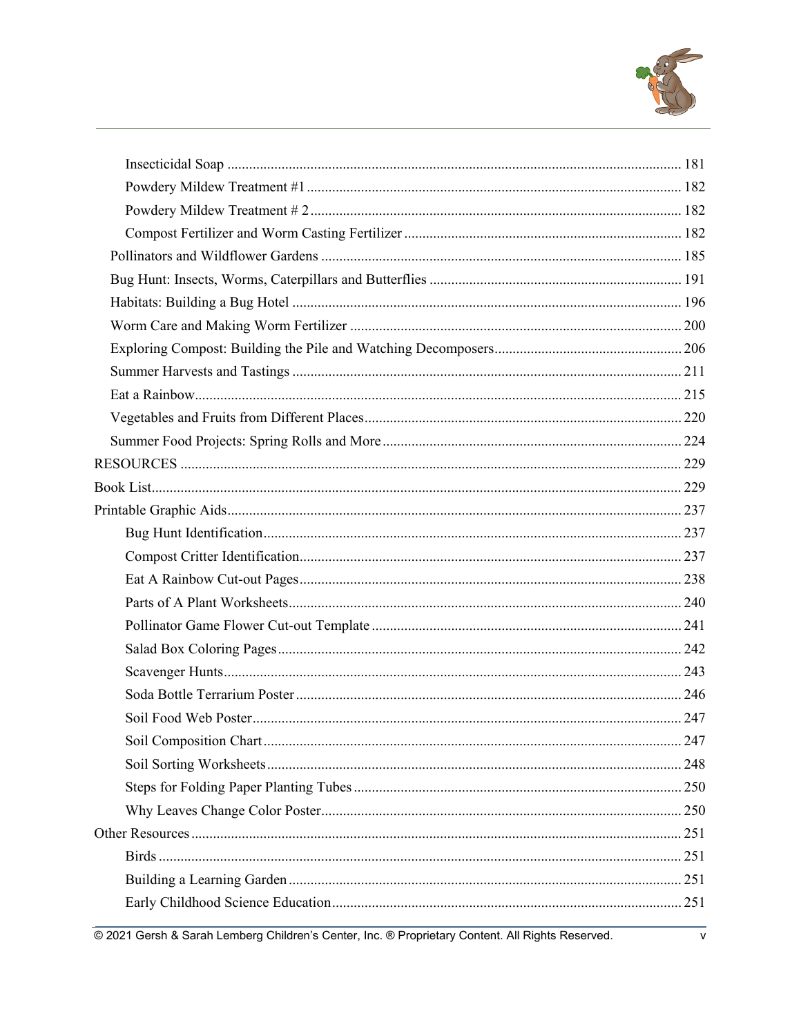- Insecticidal Soap ... 181
- Powdery Mildew Treatment #1 ... 182
- Powdery Mildew Treatment # 2 ... 182
- Compost Fertilizer and Worm Casting Fertilizer ... 182

Pollinators and Wildflower Gardens ... 185

Bug Hunt: Insects, Worms, Caterpillars and Butterflies ... 191

Habitats: Building a Bug Hotel ... 196

Worm Care and Making Worm Fertilizer ... 200

Exploring Compost: Building the Pile and Watching Decomposers ... 206

Summer Harvests and Tastings ... 211

Eat a Rainbow ... 215

Vegetables and Fruits from Different Places ... 220

Summer Food Projects: Spring Rolls and More ... 224

RESOURCES ... 229

Book List ... 229

Printable Graphic Aids ... 237

- Bug Hunt Identification ... 237
- Compost Critter Identification ... 237
- Eat A Rainbow Cut-out Pages ... 238
- Parts of A Plant Worksheets ... 240
- Pollinator Game Flower Cut-out Template ... 241
- Salad Box Coloring Pages ... 242
- Scavenger Hunts ... 243
- Soda Bottle Terrarium Poster ... 246
- Soil Food Web Poster ... 247
- Soil Composition Chart ... 247
- Soil Sorting Worksheets ... 248
- Steps for Folding Paper Planting Tubes ... 250
- Why Leaves Change Color Poster ... 250

Other Resources ... 251

- Birds ... 251
- Building a Learning Garden ... 251
- Early Childhood Science Education ... 251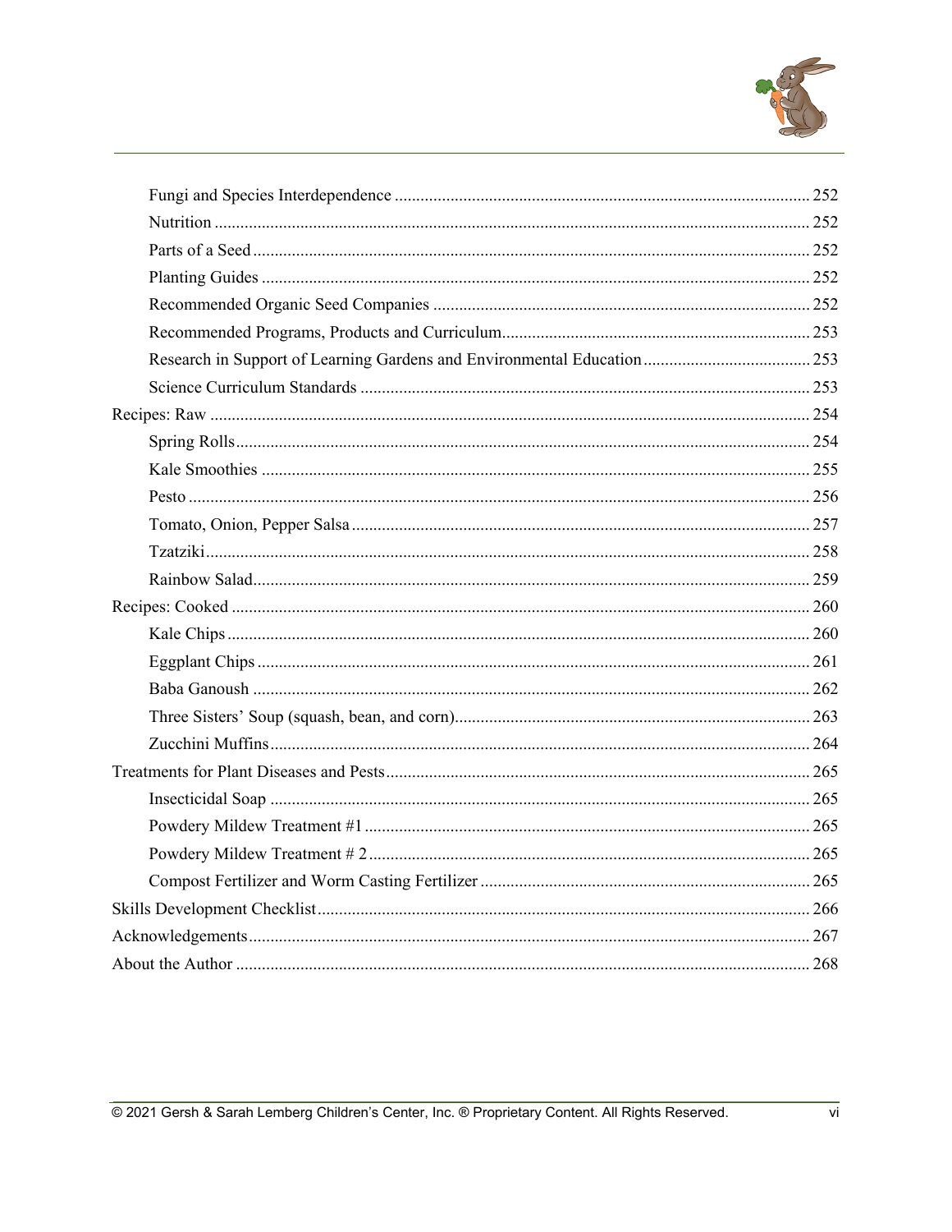- Fungi and Species Interdependence ... 252
- Nutrition ... 252
- Parts of a Seed ... 252
- Planting Guides ... 252
- Recommended Organic Seed Companies ... 252
- Recommended Programs, Products and Curriculum ... 253
- Research in Support of Learning Gardens and Environmental Education ... 253
- Science Curriculum Standards ... 253

Recipes: Raw ... 254

- Spring Rolls ... 254
- Kale Smoothies ... 255
- Pesto ... 256
- Tomato, Onion, Pepper Salsa ... 257
- Tzatziki ... 258
- Rainbow Salad ... 259

Recipes: Cooked ... 260

- Kale Chips ... 260
- Eggplant Chips ... 261
- Baba Ganoush ... 262
- Three Sisters' Soup (squash, bean, and corn) ... 263
- Zucchini Muffins ... 264

Treatments for Plant Diseases and Pests ... 265

- Insecticidal Soap ... 265
- Powdery Mildew Treatment #1 ... 265
- Powdery Mildew Treatment # 2 ... 265
- Compost Fertilizer and Worm Casting Fertilizer ... 265

Skills Development Checklist ... 266

Acknowledgements ... 267

About the Author ... 268